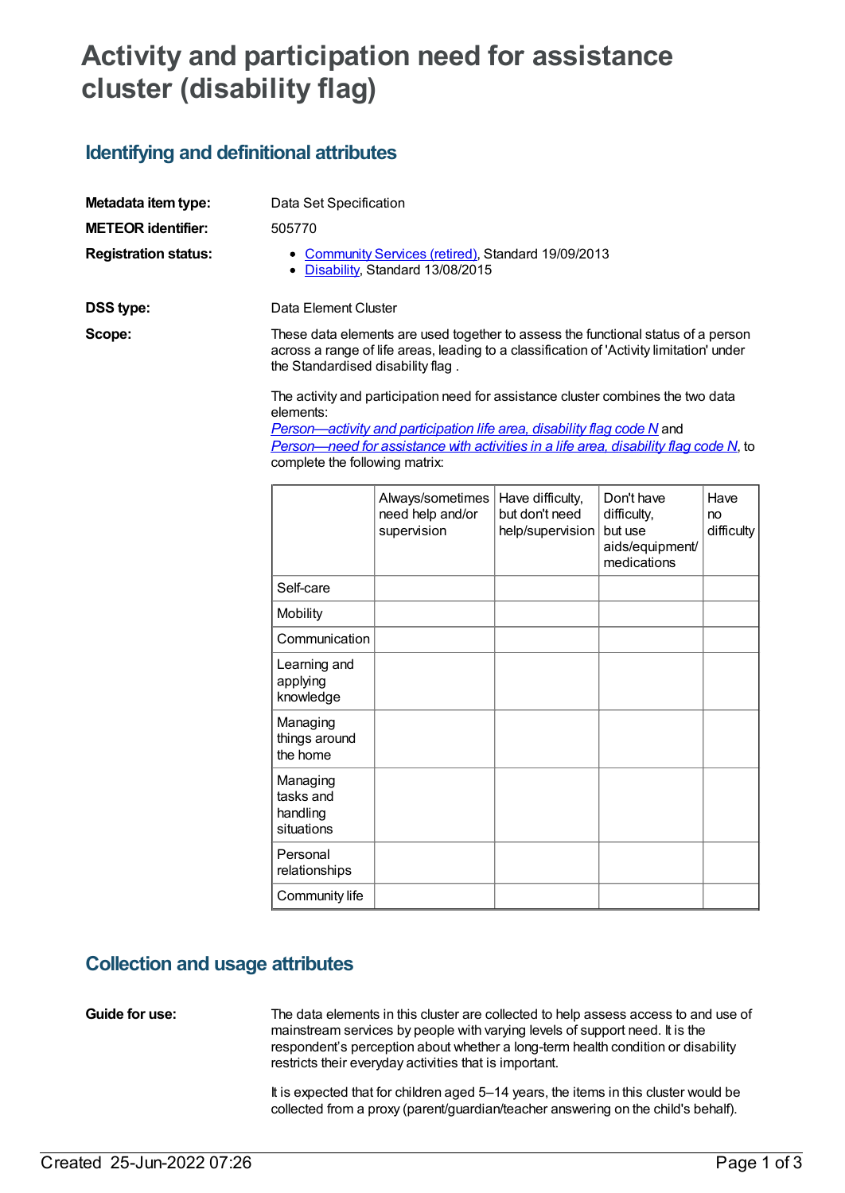# Activity and participation need for assistance cluster (disability flag)

## Identifying and definitional attributes

**Metadata item type:** Data Set Specification

**METEOR identifier:** 505770

**Registration status:**

- Community Services (retired), Standard 19/09/2013
- Disability, Standard 13/08/2015

**DSS type:** Data Element Cluster

**Scope:** These data elements are used together to assess the functional status of a person across a range of life areas, leading to a classification of 'Activity limitation' under the Standardised disability flag .

The activity and participation need for assistance cluster combines the two data elements:
*Person—activity and participation life area, disability flag code N* and
*Person—need for assistance with activities in a life area, disability flag code N*, to complete the following matrix:

| | Always/sometimes need help and/or supervision | Have difficulty, but don't need help/supervision | Don't have difficulty, but use aids/equipment/ medications | Have no difficulty |
|---|---|---|---|---|
| Self-care | | | | |
| Mobility | | | | |
| Communication | | | | |
| Learning and applying knowledge | | | | |
| Managing things around the home | | | | |
| Managing tasks and handling situations | | | | |
| Personal relationships | | | | |
| Community life | | | | |

## Collection and usage attributes

**Guide for use:** The data elements in this cluster are collected to help assess access to and use of mainstream services by people with varying levels of support need. It is the respondent's perception about whether a long-term health condition or disability restricts their everyday activities that is important.

It is expected that for children aged 5–14 years, the items in this cluster would be collected from a proxy (parent/guardian/teacher answering on the child's behalf).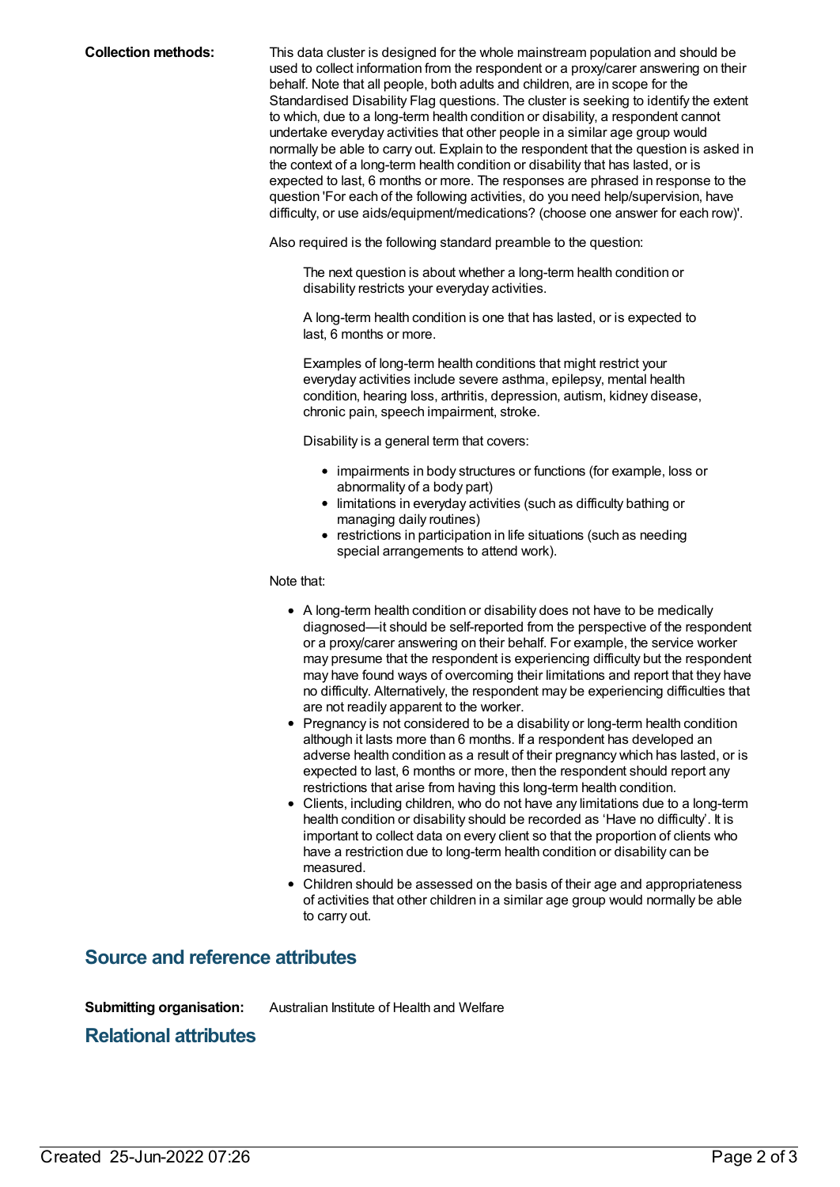**Collection methods:** This data cluster is designed for the whole mainstream population and should be used to collect information from the respondent or a proxy/carer answering on their behalf. Note that all people, both adults and children, are in scope for the Standardised Disability Flag questions. The cluster is seeking to identify the extent to which, due to a long-term health condition or disability, a respondent cannot undertake everyday activities that other people in a similar age group would normally be able to carry out. Explain to the respondent that the question is asked in the context of a long-term health condition or disability that has lasted, or is expected to last, 6 months or more. The responses are phrased in response to the question 'For each of the following activities, do you need help/supervision, have difficulty, or use aids/equipment/medications? (choose one answer for each row)'.

Also required is the following standard preamble to the question:

> The next question is about whether a long-term health condition or disability restricts your everyday activities.
>
> A long-term health condition is one that has lasted, or is expected to last, 6 months or more.
>
> Examples of long-term health conditions that might restrict your everyday activities include severe asthma, epilepsy, mental health condition, hearing loss, arthritis, depression, autism, kidney disease, chronic pain, speech impairment, stroke.
>
> Disability is a general term that covers:
>
> - impairments in body structures or functions (for example, loss or abnormality of a body part)
> - limitations in everyday activities (such as difficulty bathing or managing daily routines)
> - restrictions in participation in life situations (such as needing special arrangements to attend work).

Note that:

- A long-term health condition or disability does not have to be medically diagnosed—it should be self-reported from the perspective of the respondent or a proxy/carer answering on their behalf. For example, the service worker may presume that the respondent is experiencing difficulty but the respondent may have found ways of overcoming their limitations and report that they have no difficulty. Alternatively, the respondent may be experiencing difficulties that are not readily apparent to the worker.
- Pregnancy is not considered to be a disability or long-term health condition although it lasts more than 6 months. If a respondent has developed an adverse health condition as a result of their pregnancy which has lasted, or is expected to last, 6 months or more, then the respondent should report any restrictions that arise from having this long-term health condition.
- Clients, including children, who do not have any limitations due to a long-term health condition or disability should be recorded as 'Have no difficulty'. It is important to collect data on every client so that the proportion of clients who have a restriction due to long-term health condition or disability can be measured.
- Children should be assessed on the basis of their age and appropriateness of activities that other children in a similar age group would normally be able to carry out.

## Source and reference attributes

**Submitting organisation:** Australian Institute of Health and Welfare

## Relational attributes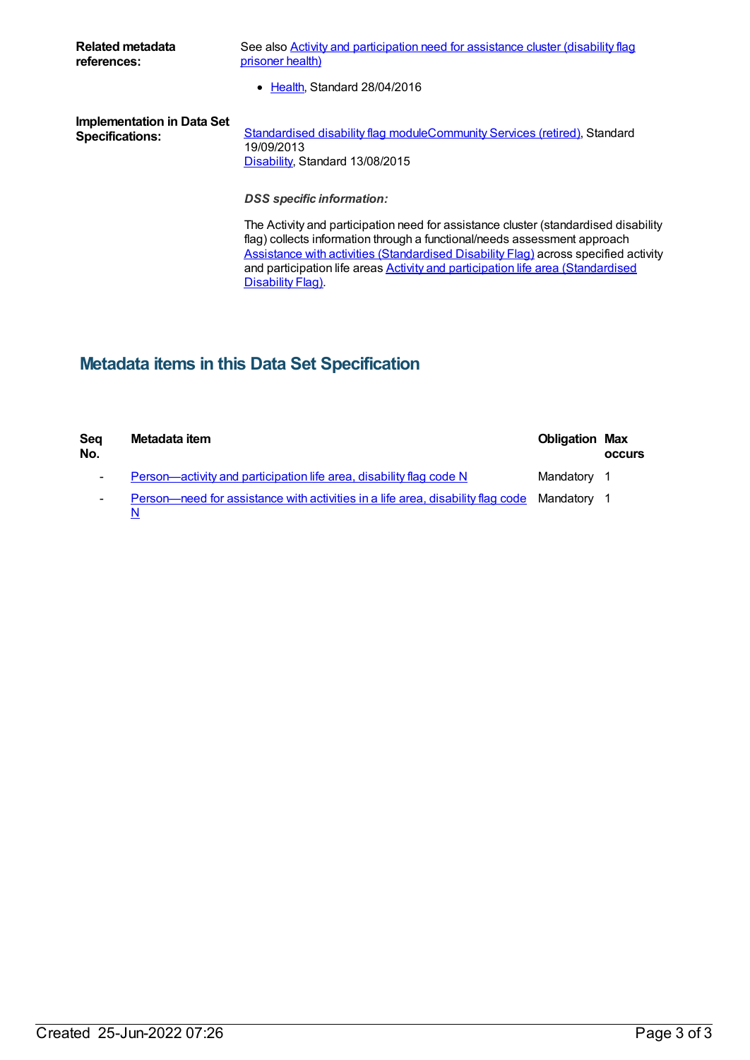**Related metadata references:**

See also Activity and participation need for assistance cluster (disability flag prisoner health)

- Health, Standard 28/04/2016

**Implementation in Data Set Specifications:**

Standardised disability flag moduleCommunity Services (retired), Standard 19/09/2013
Disability, Standard 13/08/2015

***DSS specific information:***

The Activity and participation need for assistance cluster (standardised disability flag) collects information through a functional/needs assessment approach Assistance with activities (Standardised Disability Flag) across specified activity and participation life areas Activity and participation life area (Standardised Disability Flag).

## Metadata items in this Data Set Specification

| Seq No. | Metadata item | Obligation | Max occurs |
|---|---|---|---|
| - | Person—activity and participation life area, disability flag code N | Mandatory | 1 |
| - | Person—need for assistance with activities in a life area, disability flag code N | Mandatory | 1 |